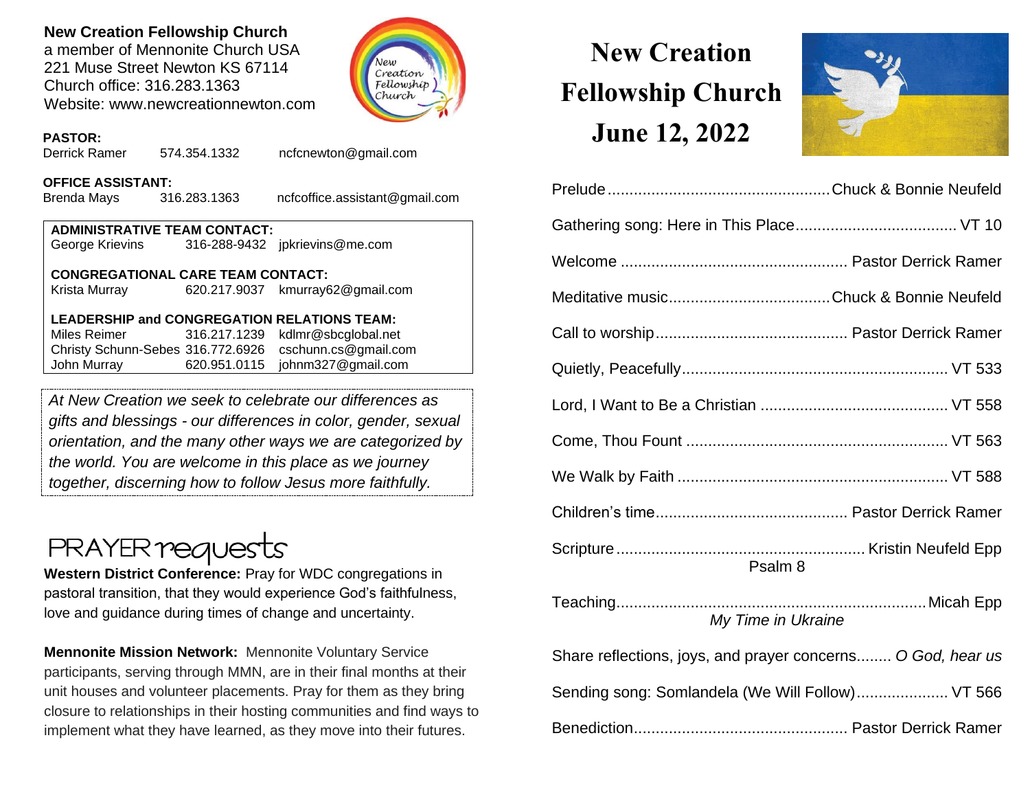**New Creation Fellowship Church**
a member of Mennonite Church USA
221 Muse Street Newton KS 67114
Church office: 316.283.1363
Website: www.newcreationnewton.com

**PASTOR:**
Derrick Ramer 574.354.1332 ncfcnewton@gmail.com

**OFFICE ASSISTANT:**
Brenda Mays 316.283.1363 ncfcoffice.assistant@gmail.com

**ADMINISTRATIVE TEAM CONTACT:**
George Krievins 316-288-9432 jpkrievins@me.com

**CONGREGATIONAL CARE TEAM CONTACT:**
Krista Murray 620.217.9037 kmurray62@gmail.com

**LEADERSHIP and CONGREGATION RELATIONS TEAM:**
Miles Reimer 316.217.1239 kdlmr@sbcglobal.net
Christy Schunn-Sebes 316.772.6926 cschunn.cs@gmail.com
John Murray 620.951.0115 johnm327@gmail.com

*At New Creation we seek to celebrate our differences as gifts and blessings - our differences in color, gender, sexual orientation, and the many other ways we are categorized by the world. You are welcome in this place as we journey together, discerning how to follow Jesus more faithfully.*

## PRAYER requests

**Western District Conference:** Pray for WDC congregations in pastoral transition, that they would experience God's faithfulness, love and guidance during times of change and uncertainty.

**Mennonite Mission Network:** Mennonite Voluntary Service participants, serving through MMN, are in their final months at their unit houses and volunteer placements. Pray for them as they bring closure to relationships in their hosting communities and find ways to implement what they have learned, as they move into their futures.

# New Creation Fellowship Church
# June 12, 2022

Prelude .......... Chuck & Bonnie Neufeld

Gathering song: Here in This Place .......... VT 10

Welcome .......... Pastor Derrick Ramer

Meditative music .......... Chuck & Bonnie Neufeld

Call to worship .......... Pastor Derrick Ramer

Quietly, Peacefully .......... VT 533

Lord, I Want to Be a Christian .......... VT 558

Come, Thou Fount .......... VT 563

We Walk by Faith .......... VT 588

Children's time .......... Pastor Derrick Ramer

Scripture .......... Kristin Neufeld Epp
Psalm 8

Teaching .......... Micah Epp
*My Time in Ukraine*

Share reflections, joys, and prayer concerns........ *O God, hear us*

Sending song: Somlandela (We Will Follow) .......... VT 566

Benediction .......... Pastor Derrick Ramer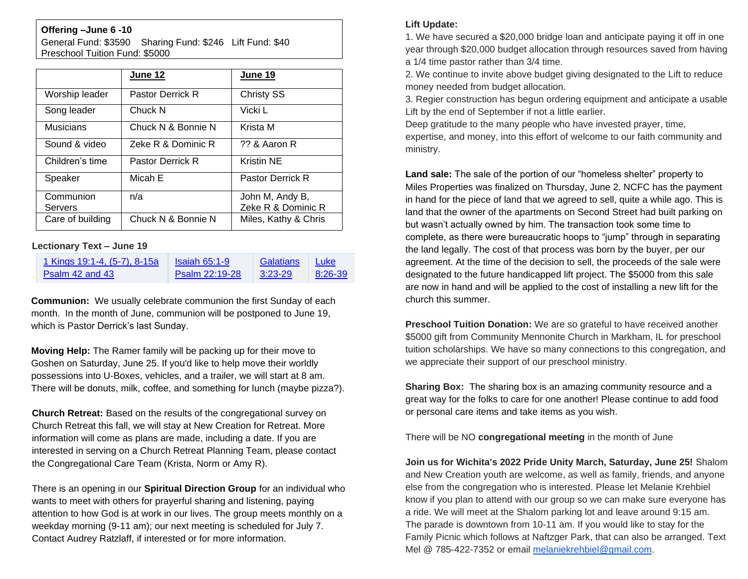**Offering –June 6 -10**
General Fund: $3590   Sharing Fund: $246   Lift Fund: $40
Preschool Tuition Fund: $5000

| | June 12 | June 19 |
|---|---|---|
| Worship leader | Pastor Derrick R | Christy SS |
| Song leader | Chuck N | Vicki L |
| Musicians | Chuck N & Bonnie N | Krista M |
| Sound & video | Zeke R & Dominic R | ?? & Aaron R |
| Children's time | Pastor Derrick R | Kristin NE |
| Speaker | Micah E | Pastor Derrick R |
| Communion Servers | n/a | John M, Andy B, Zeke R & Dominic R |
| Care of building | Chuck N & Bonnie N | Miles, Kathy & Chris |

**Lectionary Text – June 19**

| 1 Kings 19:1-4, (5-7), 8-15a<br>Psalm 42 and 43 | Isaiah 65:1-9<br>Psalm 22:19-28 | Galatians 3:23-29 | Luke 8:26-39 |
|---|---|---|---|

**Communion:** We usually celebrate communion the first Sunday of each month. In the month of June, communion will be postponed to June 19, which is Pastor Derrick's last Sunday.

**Moving Help:** The Ramer family will be packing up for their move to Goshen on Saturday, June 25. If you'd like to help move their worldly possessions into U-Boxes, vehicles, and a trailer, we will start at 8 am. There will be donuts, milk, coffee, and something for lunch (maybe pizza?).

**Church Retreat:** Based on the results of the congregational survey on Church Retreat this fall, we will stay at New Creation for Retreat. More information will come as plans are made, including a date. If you are interested in serving on a Church Retreat Planning Team, please contact the Congregational Care Team (Krista, Norm or Amy R).

There is an opening in our **Spiritual Direction Group** for an individual who wants to meet with others for prayerful sharing and listening, paying attention to how God is at work in our lives. The group meets monthly on a weekday morning (9-11 am); our next meeting is scheduled for July 7. Contact Audrey Ratzlaff, if interested or for more information.

**Lift Update:**
1. We have secured a $20,000 bridge loan and anticipate paying it off in one year through $20,000 budget allocation through resources saved from having a 1/4 time pastor rather than 3/4 time.
2. We continue to invite above budget giving designated to the Lift to reduce money needed from budget allocation.
3. Regier construction has begun ordering equipment and anticipate a usable Lift by the end of September if not a little earlier.
Deep gratitude to the many people who have invested prayer, time, expertise, and money, into this effort of welcome to our faith community and ministry.

**Land sale:** The sale of the portion of our "homeless shelter" property to Miles Properties was finalized on Thursday, June 2. NCFC has the payment in hand for the piece of land that we agreed to sell, quite a while ago. This is land that the owner of the apartments on Second Street had built parking on but wasn't actually owned by him. The transaction took some time to complete, as there were bureaucratic hoops to "jump" through in separating the land legally. The cost of that process was born by the buyer, per our agreement. At the time of the decision to sell, the proceeds of the sale were designated to the future handicapped lift project. The $5000 from this sale are now in hand and will be applied to the cost of installing a new lift for the church this summer.

**Preschool Tuition Donation:** We are so grateful to have received another $5000 gift from Community Mennonite Church in Markham, IL for preschool tuition scholarships. We have so many connections to this congregation, and we appreciate their support of our preschool ministry.

**Sharing Box:** The sharing box is an amazing community resource and a great way for the folks to care for one another! Please continue to add food or personal care items and take items as you wish.

There will be NO **congregational meeting** in the month of June

**Join us for Wichita's 2022 Pride Unity March, Saturday, June 25!** Shalom and New Creation youth are welcome, as well as family, friends, and anyone else from the congregation who is interested. Please let Melanie Krehbiel know if you plan to attend with our group so we can make sure everyone has a ride. We will meet at the Shalom parking lot and leave around 9:15 am. The parade is downtown from 10-11 am. If you would like to stay for the Family Picnic which follows at Naftzger Park, that can also be arranged. Text Mel @ 785-422-7352 or email melaniekrehbiel@gmail.com.